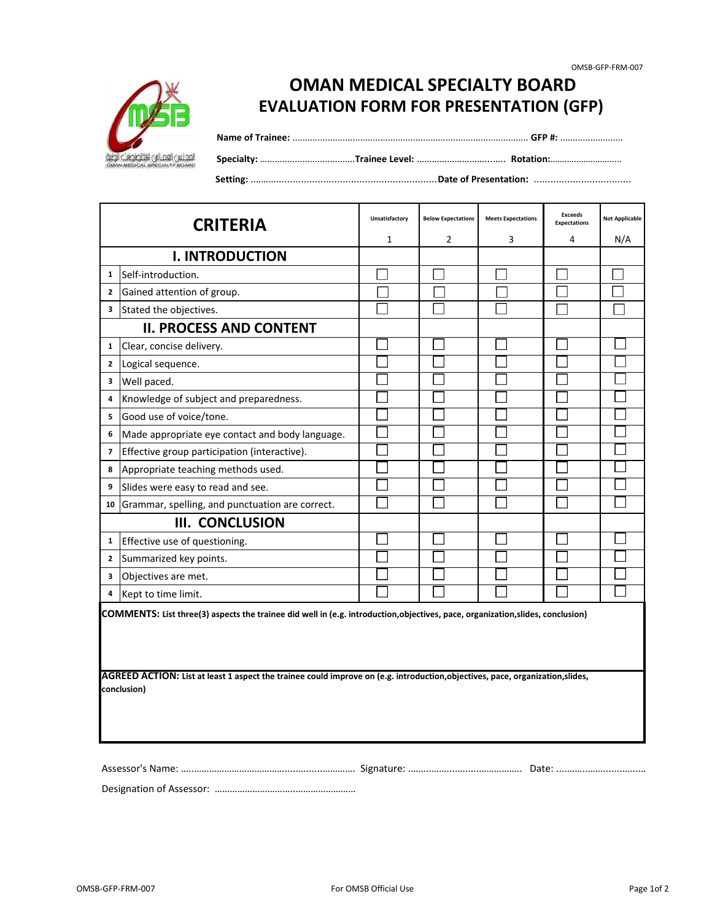OMSB-GFP-FRM-007

# OMAN MEDICAL SPECIALTY BOARD
# EVALUATION FORM FOR PRESENTATION (GFP)

**Name of Trainee:** ............................................................................................ **GFP #:** .........................

**Specialty:** ......................................**Trainee Level:** ..............................…..... **Rotation:**……………………….

**Setting:** ...................................................................**Date of Presentation:** ..................................

| | CRITERIA | Unsatisfactory 1 | Below Expectations 2 | Meets Expectations 3 | Exceeds Expectations 4 | Not Applicable N/A |
|---|---|---|---|---|---|---|
| | **I. INTRODUCTION** | | | | | |
| 1 | Self-introduction. | ☐ | ☐ | ☐ | ☐ | ☐ |
| 2 | Gained attention of group. | ☐ | ☐ | ☐ | ☐ | ☐ |
| 3 | Stated the objectives. | ☐ | ☐ | ☐ | ☐ | ☐ |
| | **II. PROCESS AND CONTENT** | | | | | |
| 1 | Clear, concise delivery. | ☐ | ☐ | ☐ | ☐ | ☐ |
| 2 | Logical sequence. | ☐ | ☐ | ☐ | ☐ | ☐ |
| 3 | Well paced. | ☐ | ☐ | ☐ | ☐ | ☐ |
| 4 | Knowledge of subject and preparedness. | ☐ | ☐ | ☐ | ☐ | ☐ |
| 5 | Good use of voice/tone. | ☐ | ☐ | ☐ | ☐ | ☐ |
| 6 | Made appropriate eye contact and body language. | ☐ | ☐ | ☐ | ☐ | ☐ |
| 7 | Effective group participation (interactive). | ☐ | ☐ | ☐ | ☐ | ☐ |
| 8 | Appropriate teaching methods used. | ☐ | ☐ | ☐ | ☐ | ☐ |
| 9 | Slides were easy to read and see. | ☐ | ☐ | ☐ | ☐ | ☐ |
| 10 | Grammar, spelling, and punctuation are correct. | ☐ | ☐ | ☐ | ☐ | ☐ |
| | **III. CONCLUSION** | | | | | |
| 1 | Effective use of questioning. | ☐ | ☐ | ☐ | ☐ | ☐ |
| 2 | Summarized key points. | ☐ | ☐ | ☐ | ☐ | ☐ |
| 3 | Objectives are met. | ☐ | ☐ | ☐ | ☐ | ☐ |
| 4 | Kept to time limit. | ☐ | ☐ | ☐ | ☐ | ☐ |

**COMMENTS: List three(3) aspects the trainee did well in (e.g. introduction,objectives, pace, organization,slides, conclusion)**

**AGREED ACTION: List at least 1 aspect the trainee could improve on (e.g. introduction,objectives, pace, organization,slides, conclusion)**

Assessor's Name: ….……………………………...........…..………. Signature: ……….…...…...………………. Date: ..………………..…....…..

Designation of Assessor: ………………………….……………………

For OMSB Official Use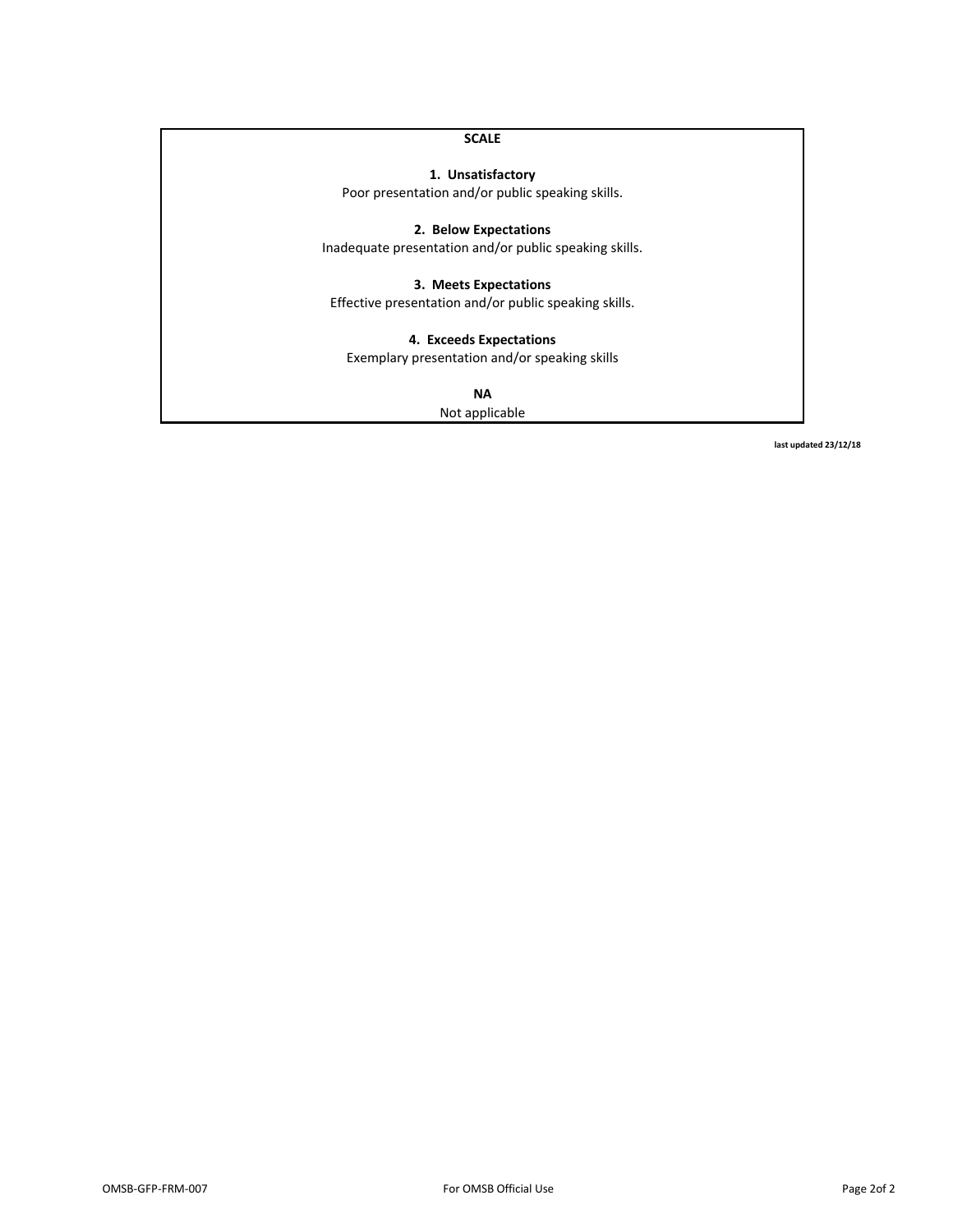**SCALE**

**1. Unsatisfactory**
Poor presentation and/or public speaking skills.

**2. Below Expectations**
Inadequate presentation and/or public speaking skills.

**3. Meets Expectations**
Effective presentation and/or public speaking skills.

**4. Exceeds Expectations**
Exemplary presentation and/or speaking skills

**NA**
Not applicable

**last updated 23/12/18**